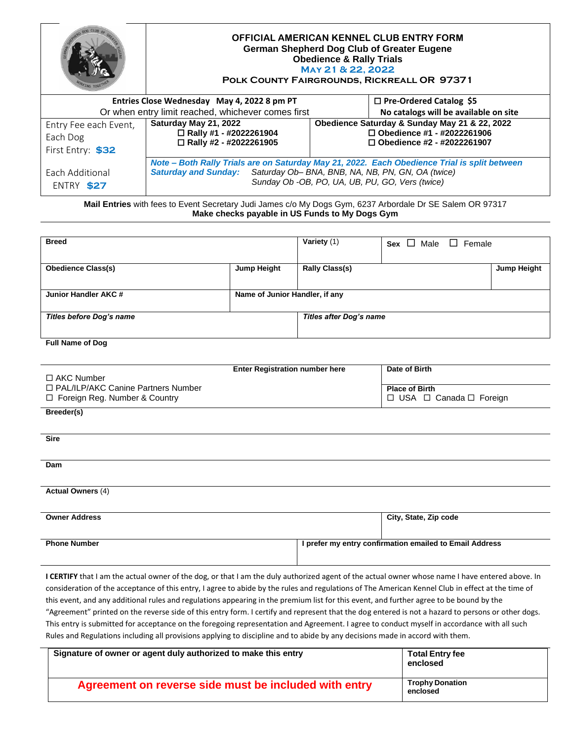# OFFICIAL AMERICAN KENNEL CLUB ENTRY FORM

## German Shepherd Dog Club of Greater Eugene

### Obedience & Rally Trials

**May 21 & 22, 2022**

**Polk County Fairgrounds, Rickreall OR 97371**

| Entries Close Wednesday May 4, 2022 8 pm PT<br>Or when entry limit reached, whichever comes first | | ☐ Pre-Ordered Catalog $5<br>No catalogs will be available on site |
|---|---|---|
| Entry Fee each Event, Each Dog<br>First Entry: **$32** | **Saturday May 21, 2022**<br>☐ Rally #1 - #2022261904<br>☐ Rally #2 - #2022261905 | **Obedience Saturday & Sunday May 21 & 22, 2022**<br>☐ Obedience #1 - #2022261906<br>☐ Obedience #2 - #2022261907 |
| Each Additional ENTRY **$27** | ***Note – Both Rally Trials are on Saturday May 21, 2022. Each Obedience Trial is split between Saturday and Sunday:*** *Saturday Ob– BNA, BNB, NA, NB, PN, GN, OA (twice)*<br>*Sunday Ob -OB, PO, UA, UB, PU, GO, Vers (twice)* | |

**Mail Entries** with fees to Event Secretary Judi James c/o My Dogs Gym, 6237 Arbordale Dr SE Salem OR 97317
**Make checks payable in US Funds to My Dogs Gym**

| **Breed** | | **Variety** (1) | **Sex** ☐ Male ☐ Female | |
|---|---|---|---|---|
| **Obedience Class(s)** | **Jump Height** | **Rally Class(s)** | | **Jump Height** |
| **Junior Handler AKC #** | **Name of Junior Handler, if any** | | | |
| ***Titles before Dog's name*** | | ***Titles after Dog's name*** | | |

**Full Name of Dog**

| ☐ AKC Number<br>☐ PAL/ILP/AKC Canine Partners Number<br>☐ Foreign Reg. Number & Country | **Enter Registration number here** | **Date of Birth**<br><br>**Place of Birth**<br>☐ USA ☐ Canada ☐ Foreign |
|---|---|---|

**Breeder(s)**

**Sire**

**Dam**

**Actual Owners** (4)

| **Owner Address** | **City, State, Zip code** |
|---|---|
| **Phone Number** | **I prefer my entry confirmation emailed to Email Address** |

**I CERTIFY** that I am the actual owner of the dog, or that I am the duly authorized agent of the actual owner whose name I have entered above. In consideration of the acceptance of this entry, I agree to abide by the rules and regulations of The American Kennel Club in effect at the time of this event, and any additional rules and regulations appearing in the premium list for this event, and further agree to be bound by the "Agreement" printed on the reverse side of this entry form. I certify and represent that the dog entered is not a hazard to persons or other dogs. This entry is submitted for acceptance on the foregoing representation and Agreement. I agree to conduct myself in accordance with all such Rules and Regulations including all provisions applying to discipline and to abide by any decisions made in accord with them.

| **Signature of owner or agent duly authorized to make this entry** | **Total Entry fee enclosed** |
|---|---|
| **Agreement on reverse side must be included with entry** | **Trophy Donation enclosed** |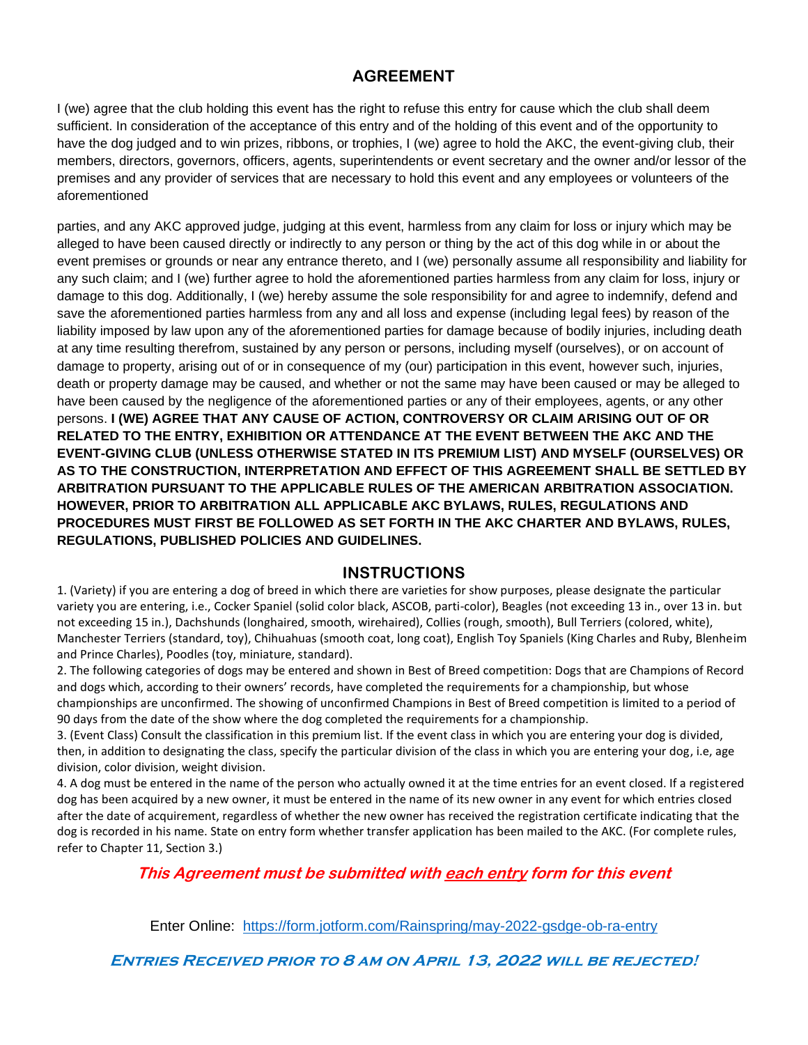## AGREEMENT

I (we) agree that the club holding this event has the right to refuse this entry for cause which the club shall deem sufficient. In consideration of the acceptance of this entry and of the holding of this event and of the opportunity to have the dog judged and to win prizes, ribbons, or trophies, I (we) agree to hold the AKC, the event-giving club, their members, directors, governors, officers, agents, superintendents or event secretary and the owner and/or lessor of the premises and any provider of services that are necessary to hold this event and any employees or volunteers of the aforementioned

parties, and any AKC approved judge, judging at this event, harmless from any claim for loss or injury which may be alleged to have been caused directly or indirectly to any person or thing by the act of this dog while in or about the event premises or grounds or near any entrance thereto, and I (we) personally assume all responsibility and liability for any such claim; and I (we) further agree to hold the aforementioned parties harmless from any claim for loss, injury or damage to this dog. Additionally, I (we) hereby assume the sole responsibility for and agree to indemnify, defend and save the aforementioned parties harmless from any and all loss and expense (including legal fees) by reason of the liability imposed by law upon any of the aforementioned parties for damage because of bodily injuries, including death at any time resulting therefrom, sustained by any person or persons, including myself (ourselves), or on account of damage to property, arising out of or in consequence of my (our) participation in this event, however such, injuries, death or property damage may be caused, and whether or not the same may have been caused or may be alleged to have been caused by the negligence of the aforementioned parties or any of their employees, agents, or any other persons. **I (WE) AGREE THAT ANY CAUSE OF ACTION, CONTROVERSY OR CLAIM ARISING OUT OF OR RELATED TO THE ENTRY, EXHIBITION OR ATTENDANCE AT THE EVENT BETWEEN THE AKC AND THE EVENT-GIVING CLUB (UNLESS OTHERWISE STATED IN ITS PREMIUM LIST) AND MYSELF (OURSELVES) OR AS TO THE CONSTRUCTION, INTERPRETATION AND EFFECT OF THIS AGREEMENT SHALL BE SETTLED BY ARBITRATION PURSUANT TO THE APPLICABLE RULES OF THE AMERICAN ARBITRATION ASSOCIATION. HOWEVER, PRIOR TO ARBITRATION ALL APPLICABLE AKC BYLAWS, RULES, REGULATIONS AND PROCEDURES MUST FIRST BE FOLLOWED AS SET FORTH IN THE AKC CHARTER AND BYLAWS, RULES, REGULATIONS, PUBLISHED POLICIES AND GUIDELINES.**

## INSTRUCTIONS

1. (Variety) if you are entering a dog of breed in which there are varieties for show purposes, please designate the particular variety you are entering, i.e., Cocker Spaniel (solid color black, ASCOB, parti-color), Beagles (not exceeding 13 in., over 13 in. but not exceeding 15 in.), Dachshunds (longhaired, smooth, wirehaired), Collies (rough, smooth), Bull Terriers (colored, white), Manchester Terriers (standard, toy), Chihuahuas (smooth coat, long coat), English Toy Spaniels (King Charles and Ruby, Blenheim and Prince Charles), Poodles (toy, miniature, standard).
2. The following categories of dogs may be entered and shown in Best of Breed competition: Dogs that are Champions of Record and dogs which, according to their owners' records, have completed the requirements for a championship, but whose championships are unconfirmed. The showing of unconfirmed Champions in Best of Breed competition is limited to a period of 90 days from the date of the show where the dog completed the requirements for a championship.
3. (Event Class) Consult the classification in this premium list. If the event class in which you are entering your dog is divided, then, in addition to designating the class, specify the particular division of the class in which you are entering your dog, i.e, age division, color division, weight division.
4. A dog must be entered in the name of the person who actually owned it at the time entries for an event closed. If a registered dog has been acquired by a new owner, it must be entered in the name of its new owner in any event for which entries closed after the date of acquirement, regardless of whether the new owner has received the registration certificate indicating that the dog is recorded in his name. State on entry form whether transfer application has been mailed to the AKC. (For complete rules, refer to Chapter 11, Section 3.)

***This Agreement must be submitted with each entry form for this event***

Enter Online: https://form.jotform.com/Rainspring/may-2022-gsdge-ob-ra-entry

***Entries Received prior to 8 am on April 13, 2022 will be rejected!***